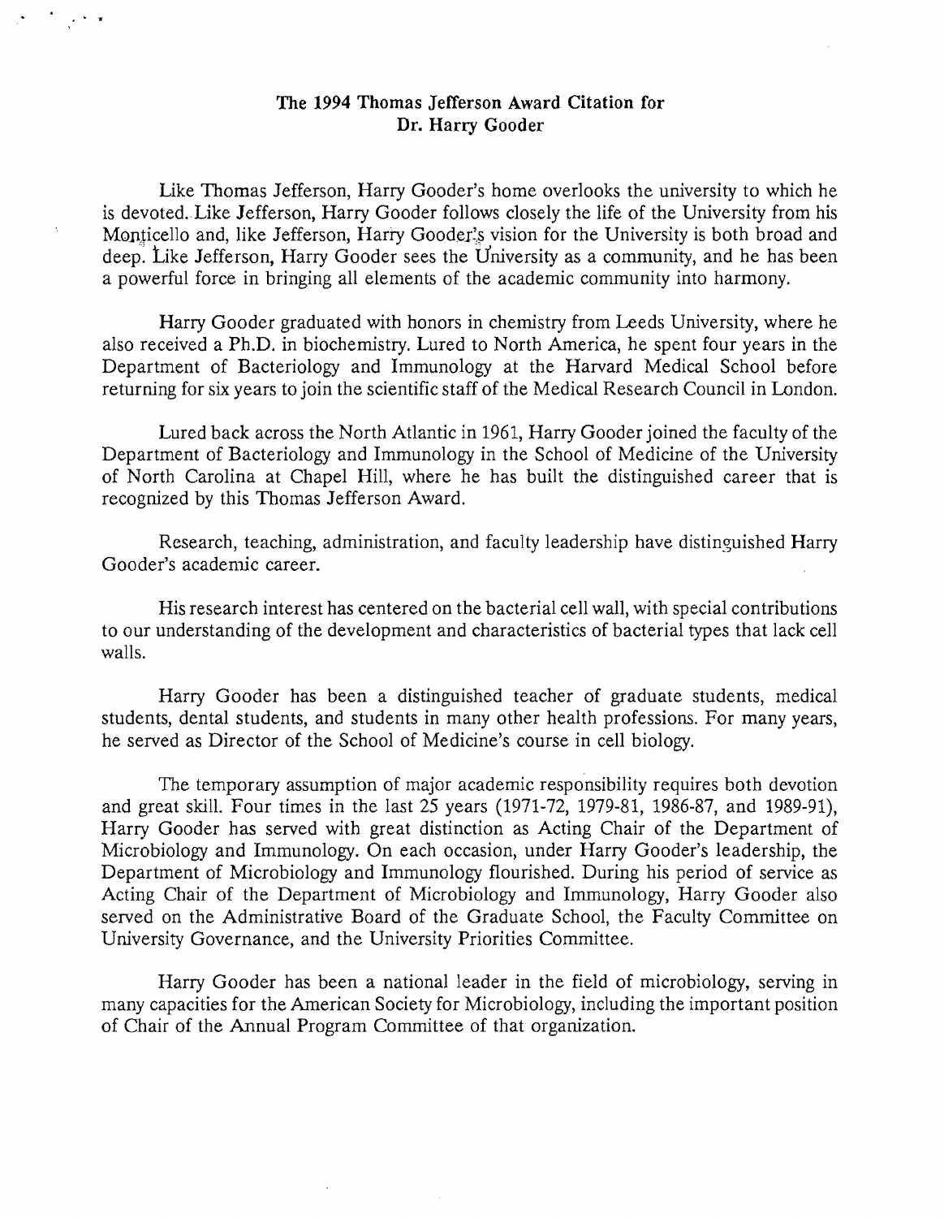## The 1994 Thomas Jefferson Award Citation for Dr. Harry Gooder

Like Thomas Jefferson, Harry Gooder's home overlooks the university to which he is devoted. Like Jefferson, Harry Gooder follows closely the life of the University from his Monticello and, like Jefferson, Harry Gooder's vision for the University is both broad and deep. Like Jefferson, Harry Gooder sees the University as a community, and he has been a powerful force in bringing all elements of the academic community into harmony.

Harry Gooder graduated with honors in chemistry from Leeds University, where he also received a Ph.D. in biochemistry. Lured to North America, he spent four years in the Department of Bacteriology and Immunology at the Harvard Medical School before returning for six years to join the scientific staff of the Medical Research Council in London.

Lured back across the North Atlantic in 1961, Harry Gooder joined the faculty of the Department of Bacteriology and Immunology in the School of Medicine of the University of North Carolina at Chapel Hill, where he has built the distinguished career that is recognized by this Thomas Jefferson Award.

Research, teaching, administration, and faculty leadership have distinguished Harry Gooder's academic career.

His research interest has centered on the bacterial cell wall, with special contributions to our understanding of the development and characteristics of bacterial types that lack cell walls.

Harry Gooder has been a distinguished teacher of graduate students, medical students, dental students, and students in many other health professions. For many years, he served as Director of the School of Medicine's course in cell biology.

The temporary assumption of major academic responsibility requires both devotion and great skill. Four times in the last 25 years (1971-72, 1979-81, 1986-87, and 1989-91), Harry Gooder has served with great distinction as Acting Chair of the Department of Microbiology and Immunology. On each occasion, under Harry Gooder's leadership, the Department of Microbiology and Immunology flourished. During his period of service as Acting Chair of the Department of Microbiology and Immunology, Harry Gooder also served on the Administrative Board of the Graduate School, the Faculty Committee on University Governance, and the University Priorities Committee.

Harry Gooder has been a national leader in the field of microbiology, serving in many capacities for the American Society for Microbiology, including the important position of Chair of the Annual Program Committee of that organization.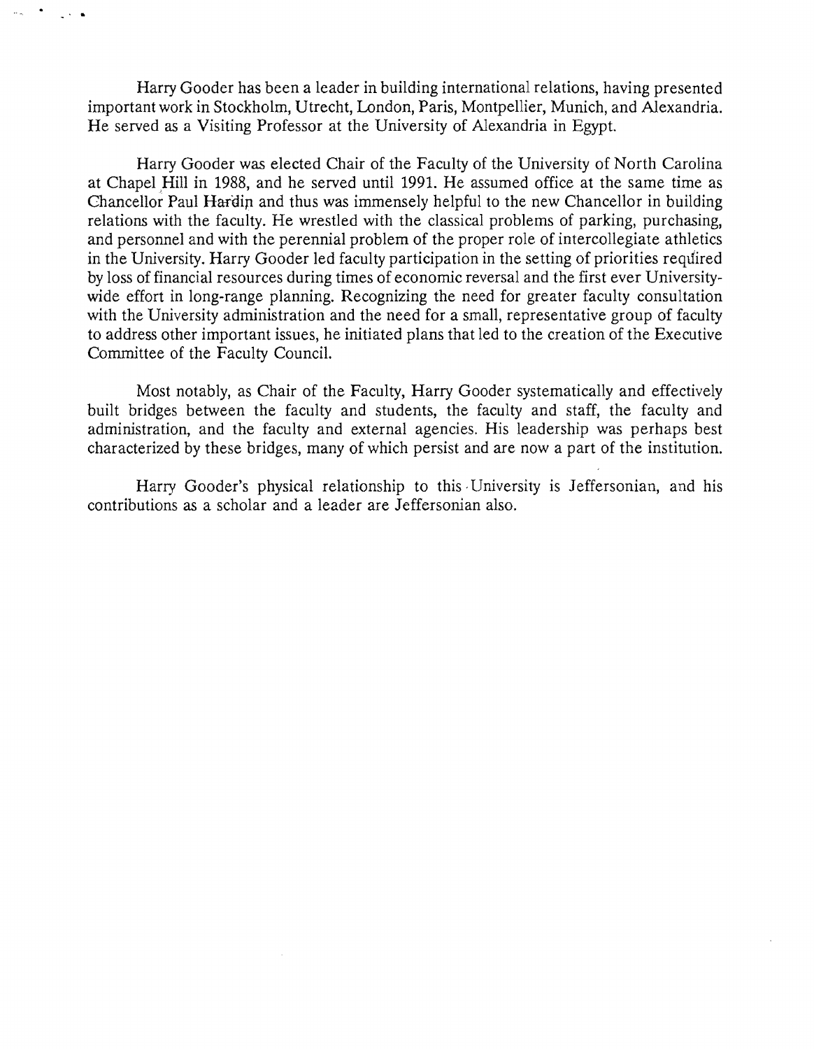Harry Gooder has been a leader in building international relations, having presented important work in Stockholm, Utrecht, London, Paris, Montpellier, Munich, and Alexandria. He served as a Visiting Professor at the University of Alexandria in Egypt.

Harry Gooder was elected Chair of the Faculty of the University of North Carolina at Chapel Hill in 1988, and he served until 1991. He assumed office at the same time as Chancellor Paul Hardin and thus was immensely helpful to the new Chancellor in building relations with the faculty. He wrestled with the classical problems of parking, purchasing, and personnel and with the perennial problem of the proper role of intercollegiate athletics in the University. Harry Gooder led faculty participation in the setting of priorities required by loss of financial resources during times of economic reversal and the first ever University-wide effort in long-range planning. Recognizing the need for greater faculty consultation with the University administration and the need for a small, representative group of faculty to address other important issues, he initiated plans that led to the creation of the Executive Committee of the Faculty Council.

Most notably, as Chair of the Faculty, Harry Gooder systematically and effectively built bridges between the faculty and students, the faculty and staff, the faculty and administration, and the faculty and external agencies. His leadership was perhaps best characterized by these bridges, many of which persist and are now a part of the institution.

Harry Gooder's physical relationship to this University is Jeffersonian, and his contributions as a scholar and a leader are Jeffersonian also.